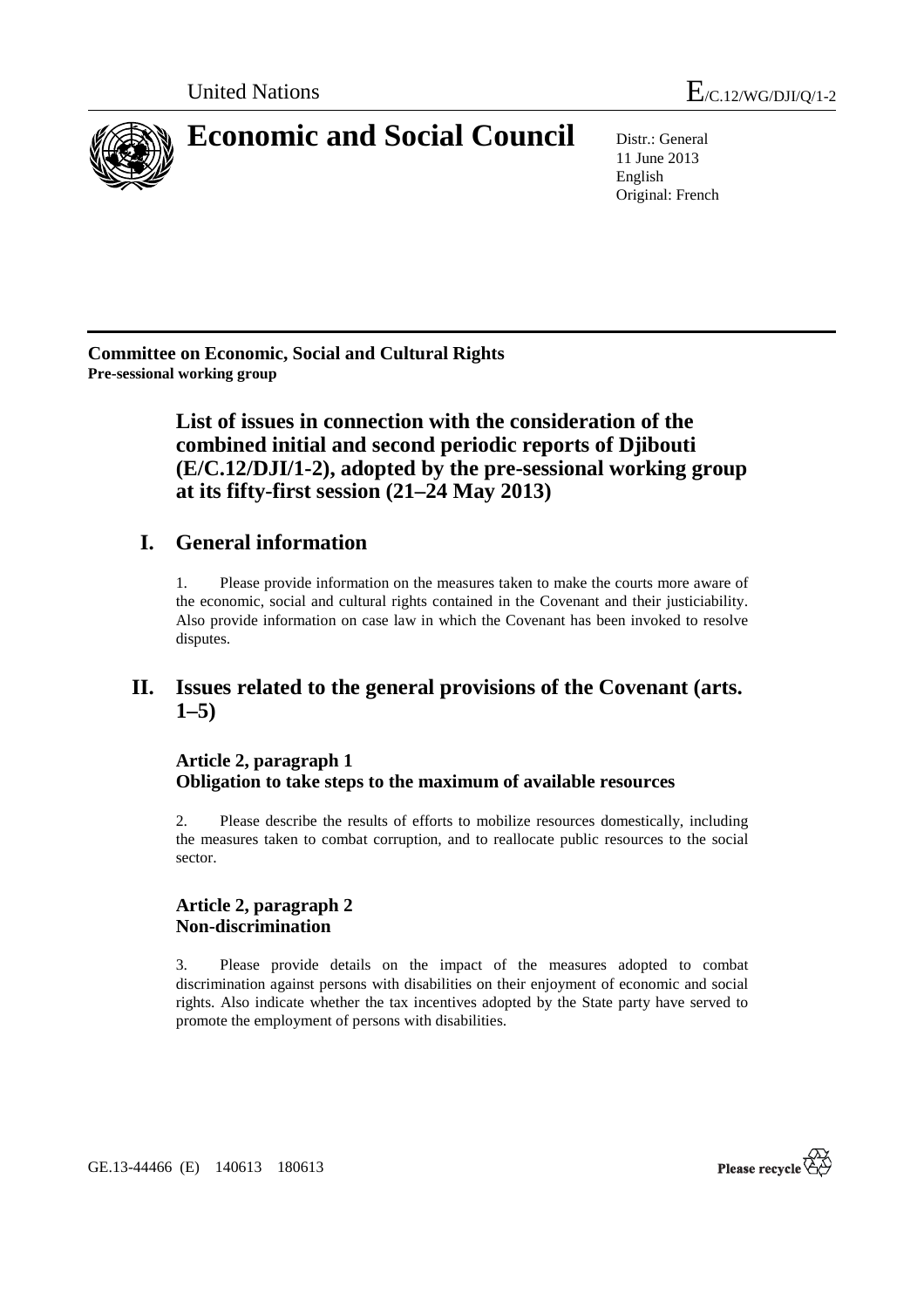United Nations E/C.12/WG/DJI/Q/1-2

# Economic and Social Council

Distr.: General
11 June 2013
English
Original: French

**Committee on Economic, Social and Cultural Rights**
**Pre-sessional working group**

## List of issues in connection with the consideration of the combined initial and second periodic reports of Djibouti (E/C.12/DJI/1-2), adopted by the pre-sessional working group at its fifty-first session (21–24 May 2013)

## I. General information

1. Please provide information on the measures taken to make the courts more aware of the economic, social and cultural rights contained in the Covenant and their justiciability. Also provide information on case law in which the Covenant has been invoked to resolve disputes.

## II. Issues related to the general provisions of the Covenant (arts. 1–5)

### Article 2, paragraph 1
### Obligation to take steps to the maximum of available resources

2. Please describe the results of efforts to mobilize resources domestically, including the measures taken to combat corruption, and to reallocate public resources to the social sector.

### Article 2, paragraph 2
### Non-discrimination

3. Please provide details on the impact of the measures adopted to combat discrimination against persons with disabilities on their enjoyment of economic and social rights. Also indicate whether the tax incentives adopted by the State party have served to promote the employment of persons with disabilities.

GE.13-44466 (E) 140613 180613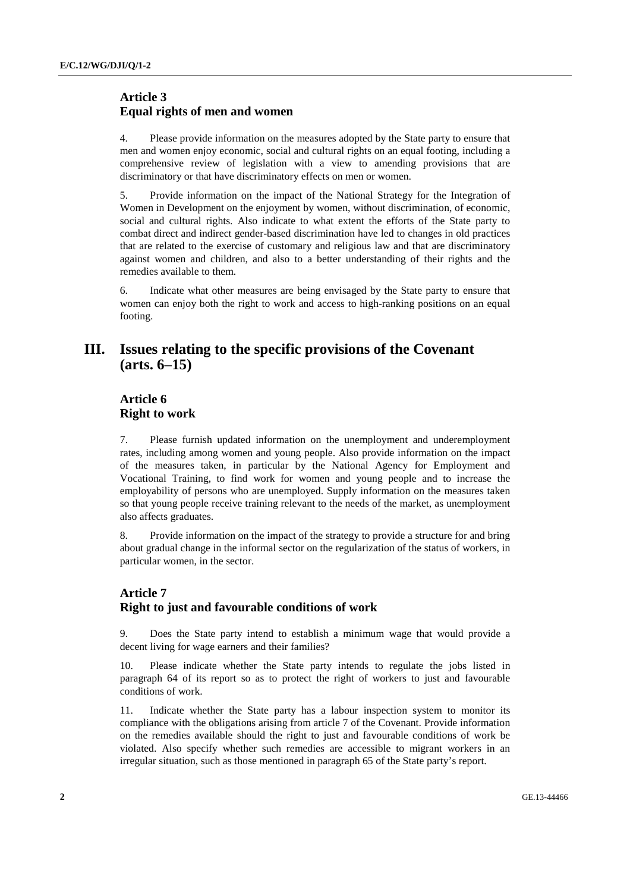### Article 3
### Equal rights of men and women

4. Please provide information on the measures adopted by the State party to ensure that men and women enjoy economic, social and cultural rights on an equal footing, including a comprehensive review of legislation with a view to amending provisions that are discriminatory or that have discriminatory effects on men or women.

5. Provide information on the impact of the National Strategy for the Integration of Women in Development on the enjoyment by women, without discrimination, of economic, social and cultural rights. Also indicate to what extent the efforts of the State party to combat direct and indirect gender-based discrimination have led to changes in old practices that are related to the exercise of customary and religious law and that are discriminatory against women and children, and also to a better understanding of their rights and the remedies available to them.

6. Indicate what other measures are being envisaged by the State party to ensure that women can enjoy both the right to work and access to high-ranking positions on an equal footing.

## III. Issues relating to the specific provisions of the Covenant (arts. 6–15)

### Article 6
### Right to work

7. Please furnish updated information on the unemployment and underemployment rates, including among women and young people. Also provide information on the impact of the measures taken, in particular by the National Agency for Employment and Vocational Training, to find work for women and young people and to increase the employability of persons who are unemployed. Supply information on the measures taken so that young people receive training relevant to the needs of the market, as unemployment also affects graduates.

8. Provide information on the impact of the strategy to provide a structure for and bring about gradual change in the informal sector on the regularization of the status of workers, in particular women, in the sector.

### Article 7
### Right to just and favourable conditions of work

9. Does the State party intend to establish a minimum wage that would provide a decent living for wage earners and their families?

10. Please indicate whether the State party intends to regulate the jobs listed in paragraph 64 of its report so as to protect the right of workers to just and favourable conditions of work.

11. Indicate whether the State party has a labour inspection system to monitor its compliance with the obligations arising from article 7 of the Covenant. Provide information on the remedies available should the right to just and favourable conditions of work be violated. Also specify whether such remedies are accessible to migrant workers in an irregular situation, such as those mentioned in paragraph 65 of the State party's report.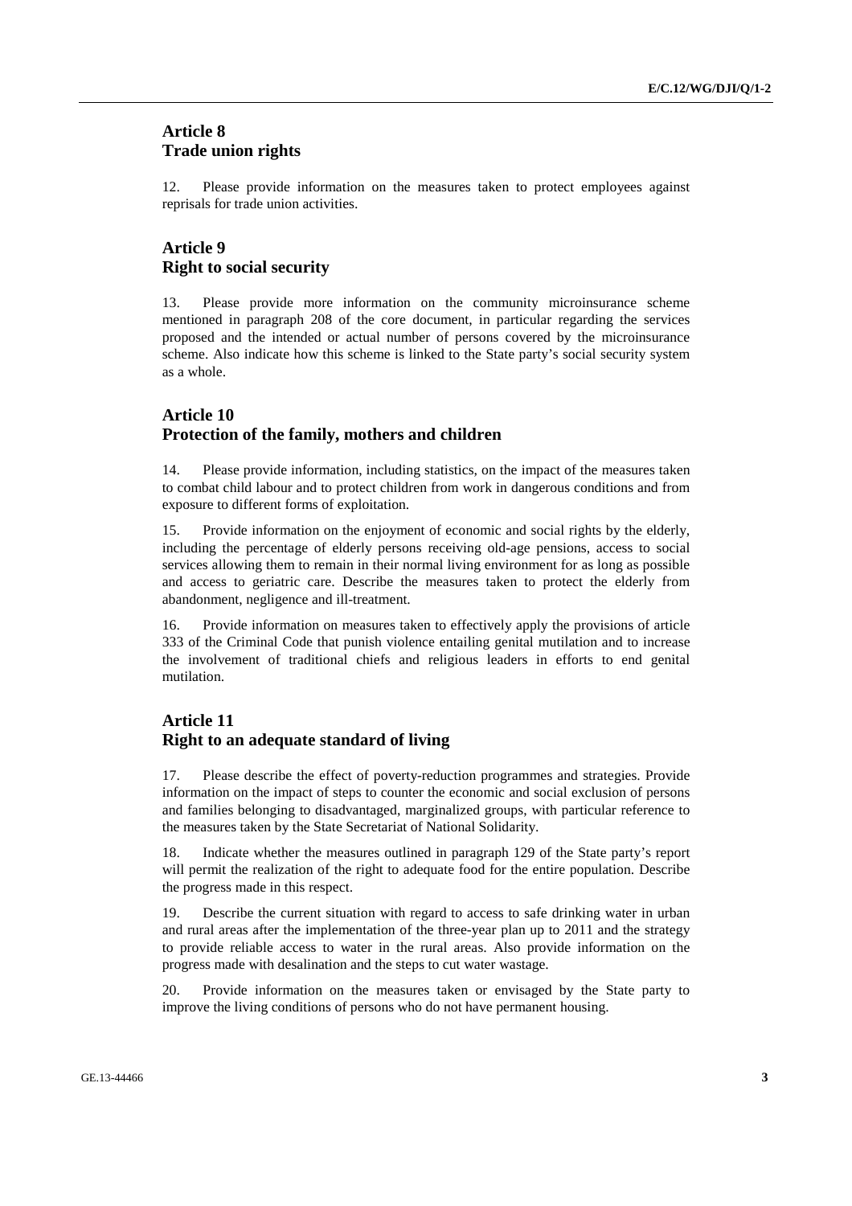## Article 8
## Trade union rights

12. Please provide information on the measures taken to protect employees against reprisals for trade union activities.

## Article 9
## Right to social security

13. Please provide more information on the community microinsurance scheme mentioned in paragraph 208 of the core document, in particular regarding the services proposed and the intended or actual number of persons covered by the microinsurance scheme. Also indicate how this scheme is linked to the State party's social security system as a whole.

## Article 10
## Protection of the family, mothers and children

14. Please provide information, including statistics, on the impact of the measures taken to combat child labour and to protect children from work in dangerous conditions and from exposure to different forms of exploitation.

15. Provide information on the enjoyment of economic and social rights by the elderly, including the percentage of elderly persons receiving old-age pensions, access to social services allowing them to remain in their normal living environment for as long as possible and access to geriatric care. Describe the measures taken to protect the elderly from abandonment, negligence and ill-treatment.

16. Provide information on measures taken to effectively apply the provisions of article 333 of the Criminal Code that punish violence entailing genital mutilation and to increase the involvement of traditional chiefs and religious leaders in efforts to end genital mutilation.

## Article 11
## Right to an adequate standard of living

17. Please describe the effect of poverty-reduction programmes and strategies. Provide information on the impact of steps to counter the economic and social exclusion of persons and families belonging to disadvantaged, marginalized groups, with particular reference to the measures taken by the State Secretariat of National Solidarity.

18. Indicate whether the measures outlined in paragraph 129 of the State party's report will permit the realization of the right to adequate food for the entire population. Describe the progress made in this respect.

19. Describe the current situation with regard to access to safe drinking water in urban and rural areas after the implementation of the three-year plan up to 2011 and the strategy to provide reliable access to water in the rural areas. Also provide information on the progress made with desalination and the steps to cut water wastage.

20. Provide information on the measures taken or envisaged by the State party to improve the living conditions of persons who do not have permanent housing.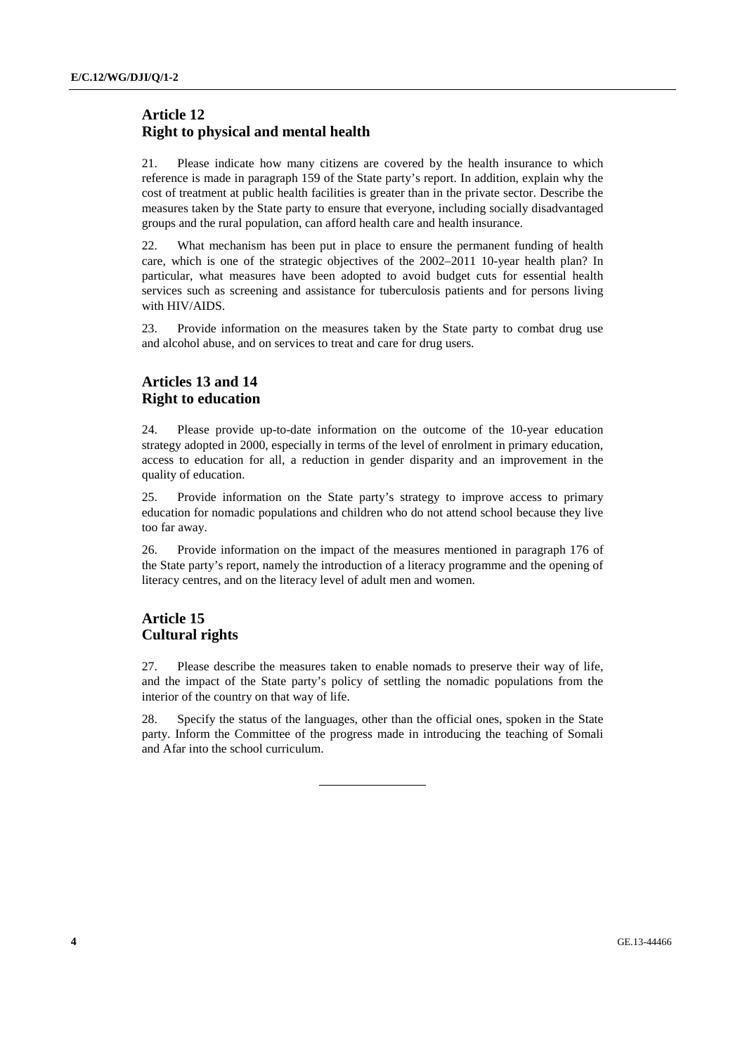## Article 12
## Right to physical and mental health

21. Please indicate how many citizens are covered by the health insurance to which reference is made in paragraph 159 of the State party's report. In addition, explain why the cost of treatment at public health facilities is greater than in the private sector. Describe the measures taken by the State party to ensure that everyone, including socially disadvantaged groups and the rural population, can afford health care and health insurance.

22. What mechanism has been put in place to ensure the permanent funding of health care, which is one of the strategic objectives of the 2002–2011 10-year health plan? In particular, what measures have been adopted to avoid budget cuts for essential health services such as screening and assistance for tuberculosis patients and for persons living with HIV/AIDS.

23. Provide information on the measures taken by the State party to combat drug use and alcohol abuse, and on services to treat and care for drug users.

## Articles 13 and 14
## Right to education

24. Please provide up-to-date information on the outcome of the 10-year education strategy adopted in 2000, especially in terms of the level of enrolment in primary education, access to education for all, a reduction in gender disparity and an improvement in the quality of education.

25. Provide information on the State party's strategy to improve access to primary education for nomadic populations and children who do not attend school because they live too far away.

26. Provide information on the impact of the measures mentioned in paragraph 176 of the State party's report, namely the introduction of a literacy programme and the opening of literacy centres, and on the literacy level of adult men and women.

## Article 15
## Cultural rights

27. Please describe the measures taken to enable nomads to preserve their way of life, and the impact of the State party's policy of settling the nomadic populations from the interior of the country on that way of life.

28. Specify the status of the languages, other than the official ones, spoken in the State party. Inform the Committee of the progress made in introducing the teaching of Somali and Afar into the school curriculum.